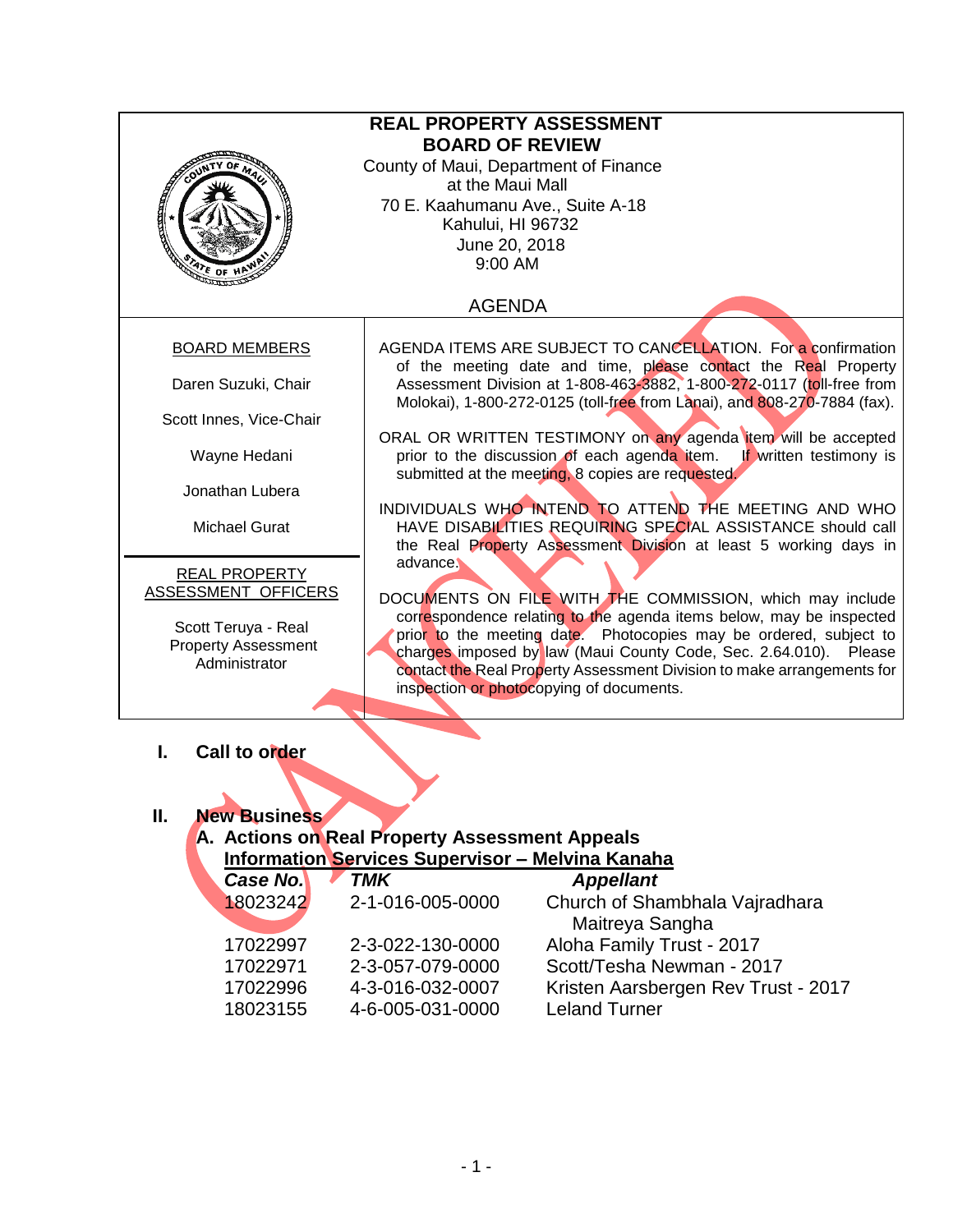# REAL PROPERTY ASSESSMENT BOARD OF REVIEW

County of Maui, Department of Finance
at the Maui Mall
70 E. Kaahumanu Ave., Suite A-18
Kahului, HI 96732
June 20, 2018
9:00 AM

## AGENDA

CANCELLED

**BOARD MEMBERS**

Daren Suzuki, Chair

Scott Innes, Vice-Chair

Wayne Hedani

Jonathan Lubera

Michael Gurat

**REAL PROPERTY ASSESSMENT OFFICERS**

Scott Teruya - Real Property Assessment Administrator

AGENDA ITEMS ARE SUBJECT TO CANCELLATION. For a confirmation of the meeting date and time, please contact the Real Property Assessment Division at 1-808-463-3882, 1-800-272-0117 (toll-free from Molokai), 1-800-272-0125 (toll-free from Lanai), and 808-270-7884 (fax).

ORAL OR WRITTEN TESTIMONY on any agenda item will be accepted prior to the discussion of each agenda item. If written testimony is submitted at the meeting, 8 copies are requested.

INDIVIDUALS WHO INTEND TO ATTEND THE MEETING AND WHO HAVE DISABILITIES REQUIRING SPECIAL ASSISTANCE should call the Real Property Assessment Division at least 5 working days in advance.

DOCUMENTS ON FILE WITH THE COMMISSION, which may include correspondence relating to the agenda items below, may be inspected prior to the meeting date. Photocopies may be ordered, subject to charges imposed by law (Maui County Code, Sec. 2.64.010). Please contact the Real Property Assessment Division to make arrangements for inspection or photocopying of documents.

## I. Call to order

## II. New Business

### A. Actions on Real Property Assessment Appeals

**Information Services Supervisor – Melvina Kanaha**

| *Case No.* | *TMK* | *Appellant* |
|---|---|---|
| 18023242 | 2-1-016-005-0000 | Church of Shambhala Vajradhara Maitreya Sangha |
| 17022997 | 2-3-022-130-0000 | Aloha Family Trust - 2017 |
| 17022971 | 2-3-057-079-0000 | Scott/Tesha Newman - 2017 |
| 17022996 | 4-3-016-032-0007 | Kristen Aarsbergen Rev Trust - 2017 |
| 18023155 | 4-6-005-031-0000 | Leland Turner |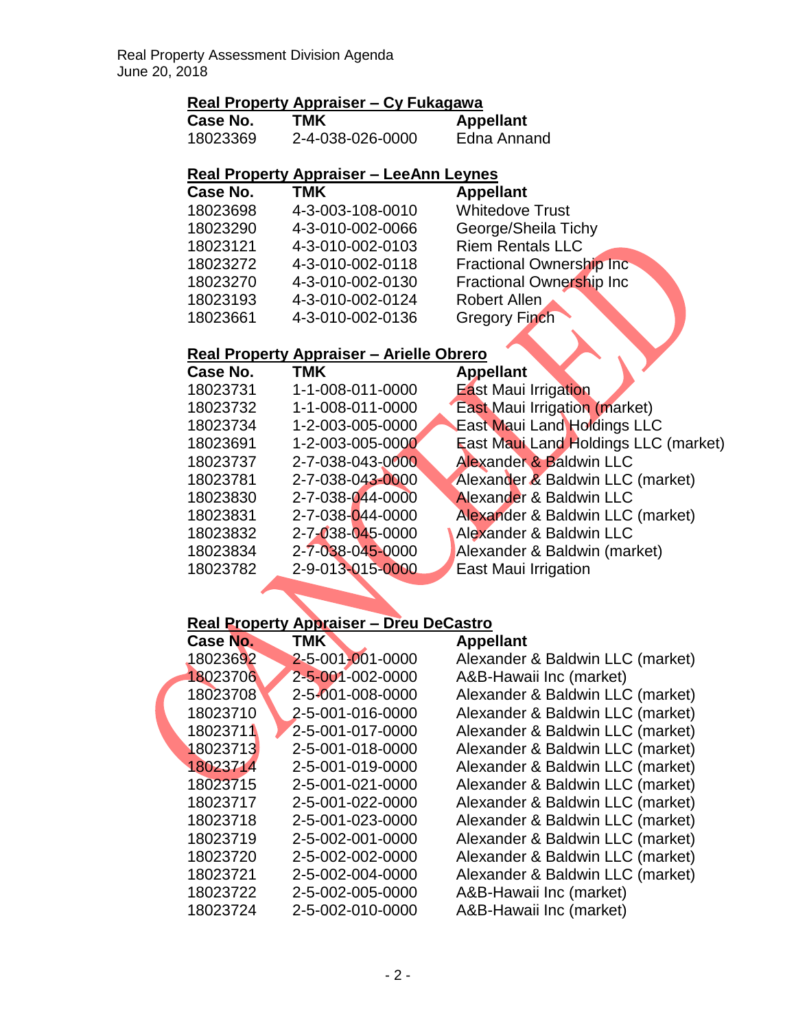Real Property Assessment Division Agenda
June 20, 2018

**Real Property Appraiser – Cy Fukagawa**

| Case No. | TMK | Appellant |
|---|---|---|
| 18023369 | 2-4-038-026-0000 | Edna Annand |

**Real Property Appraiser – LeeAnn Leynes**

| Case No. | TMK | Appellant |
|---|---|---|
| 18023698 | 4-3-003-108-0010 | Whitedove Trust |
| 18023290 | 4-3-010-002-0066 | George/Sheila Tichy |
| 18023121 | 4-3-010-002-0103 | Riem Rentals LLC |
| 18023272 | 4-3-010-002-0118 | Fractional Ownership Inc |
| 18023270 | 4-3-010-002-0130 | Fractional Ownership Inc |
| 18023193 | 4-3-010-002-0124 | Robert Allen |
| 18023661 | 4-3-010-002-0136 | Gregory Finch |

**Real Property Appraiser – Arielle Obrero**

| Case No. | TMK | Appellant |
|---|---|---|
| 18023731 | 1-1-008-011-0000 | East Maui Irrigation |
| 18023732 | 1-1-008-011-0000 | East Maui Irrigation (market) |
| 18023734 | 1-2-003-005-0000 | East Maui Land Holdings LLC |
| 18023691 | 1-2-003-005-0000 | East Maui Land Holdings LLC (market) |
| 18023737 | 2-7-038-043-0000 | Alexander & Baldwin LLC |
| 18023781 | 2-7-038-043-0000 | Alexander & Baldwin LLC (market) |
| 18023830 | 2-7-038-044-0000 | Alexander & Baldwin LLC |
| 18023831 | 2-7-038-044-0000 | Alexander & Baldwin LLC (market) |
| 18023832 | 2-7-038-045-0000 | Alexander & Baldwin LLC |
| 18023834 | 2-7-038-045-0000 | Alexander & Baldwin (market) |
| 18023782 | 2-9-013-015-0000 | East Maui Irrigation |

**Real Property Appraiser – Dreu DeCastro**

| Case No. | TMK | Appellant |
|---|---|---|
| 18023692 | 2-5-001-001-0000 | Alexander & Baldwin LLC (market) |
| 18023706 | 2-5-001-002-0000 | A&B-Hawaii Inc (market) |
| 18023708 | 2-5-001-008-0000 | Alexander & Baldwin LLC (market) |
| 18023710 | 2-5-001-016-0000 | Alexander & Baldwin LLC (market) |
| 18023711 | 2-5-001-017-0000 | Alexander & Baldwin LLC (market) |
| 18023713 | 2-5-001-018-0000 | Alexander & Baldwin LLC (market) |
| 18023714 | 2-5-001-019-0000 | Alexander & Baldwin LLC (market) |
| 18023715 | 2-5-001-021-0000 | Alexander & Baldwin LLC (market) |
| 18023717 | 2-5-001-022-0000 | Alexander & Baldwin LLC (market) |
| 18023718 | 2-5-001-023-0000 | Alexander & Baldwin LLC (market) |
| 18023719 | 2-5-002-001-0000 | Alexander & Baldwin LLC (market) |
| 18023720 | 2-5-002-002-0000 | Alexander & Baldwin LLC (market) |
| 18023721 | 2-5-002-004-0000 | Alexander & Baldwin LLC (market) |
| 18023722 | 2-5-002-005-0000 | A&B-Hawaii Inc (market) |
| 18023724 | 2-5-002-010-0000 | A&B-Hawaii Inc (market) |

CANCELLED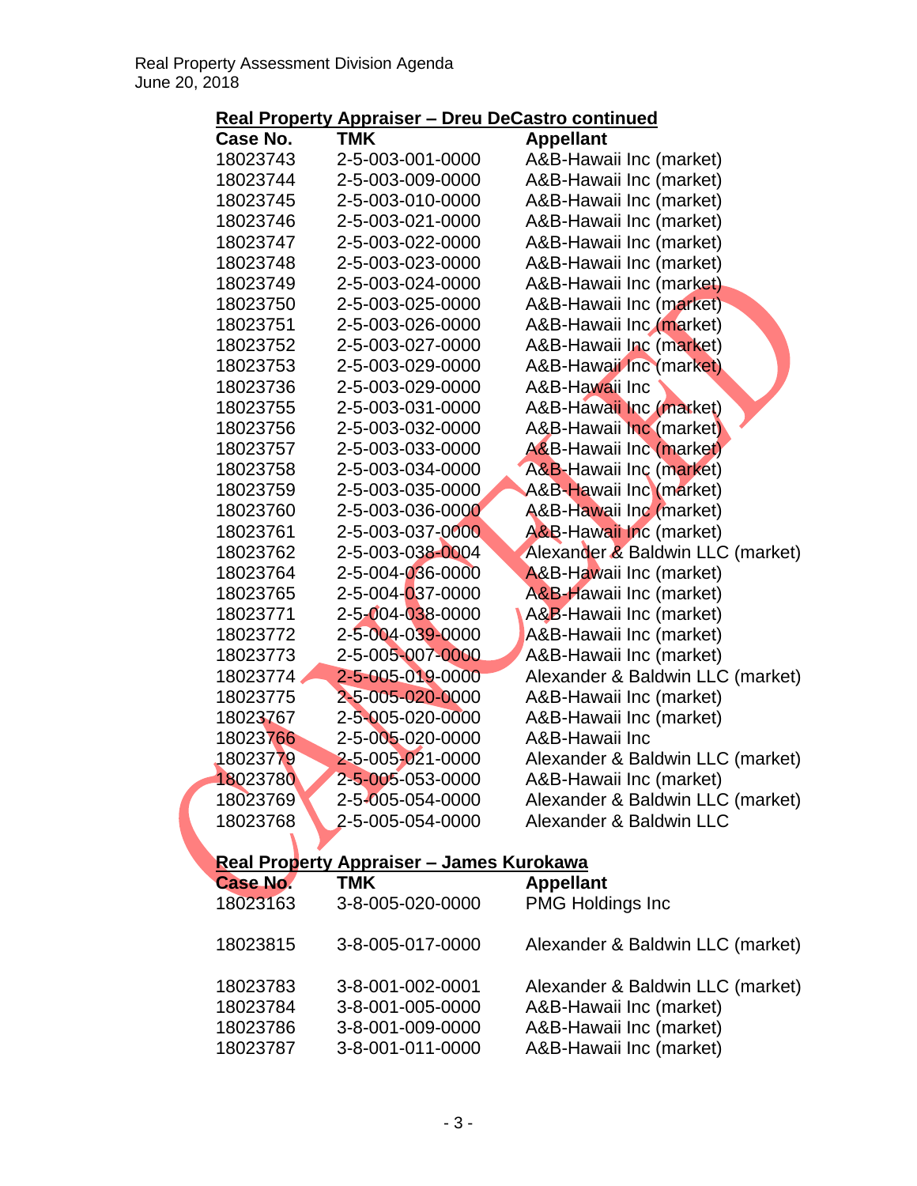Real Property Assessment Division Agenda
June 20, 2018

## Real Property Appraiser – Dreu DeCastro continued

| Case No. | TMK | Appellant |
|---|---|---|
| 18023743 | 2-5-003-001-0000 | A&B-Hawaii Inc (market) |
| 18023744 | 2-5-003-009-0000 | A&B-Hawaii Inc (market) |
| 18023745 | 2-5-003-010-0000 | A&B-Hawaii Inc (market) |
| 18023746 | 2-5-003-021-0000 | A&B-Hawaii Inc (market) |
| 18023747 | 2-5-003-022-0000 | A&B-Hawaii Inc (market) |
| 18023748 | 2-5-003-023-0000 | A&B-Hawaii Inc (market) |
| 18023749 | 2-5-003-024-0000 | A&B-Hawaii Inc (market) |
| 18023750 | 2-5-003-025-0000 | A&B-Hawaii Inc (market) |
| 18023751 | 2-5-003-026-0000 | A&B-Hawaii Inc (market) |
| 18023752 | 2-5-003-027-0000 | A&B-Hawaii Inc (market) |
| 18023753 | 2-5-003-029-0000 | A&B-Hawaii Inc (market) |
| 18023736 | 2-5-003-029-0000 | A&B-Hawaii Inc |
| 18023755 | 2-5-003-031-0000 | A&B-Hawaii Inc (market) |
| 18023756 | 2-5-003-032-0000 | A&B-Hawaii Inc (market) |
| 18023757 | 2-5-003-033-0000 | A&B-Hawaii Inc (market) |
| 18023758 | 2-5-003-034-0000 | A&B-Hawaii Inc (market) |
| 18023759 | 2-5-003-035-0000 | A&B-Hawaii Inc (market) |
| 18023760 | 2-5-003-036-0000 | A&B-Hawaii Inc (market) |
| 18023761 | 2-5-003-037-0000 | A&B-Hawaii Inc (market) |
| 18023762 | 2-5-003-038-0004 | Alexander & Baldwin LLC (market) |
| 18023764 | 2-5-004-036-0000 | A&B-Hawaii Inc (market) |
| 18023765 | 2-5-004-037-0000 | A&B-Hawaii Inc (market) |
| 18023771 | 2-5-004-038-0000 | A&B-Hawaii Inc (market) |
| 18023772 | 2-5-004-039-0000 | A&B-Hawaii Inc (market) |
| 18023773 | 2-5-005-007-0000 | A&B-Hawaii Inc (market) |
| 18023774 | 2-5-005-019-0000 | Alexander & Baldwin LLC (market) |
| 18023775 | 2-5-005-020-0000 | A&B-Hawaii Inc (market) |
| 18023767 | 2-5-005-020-0000 | A&B-Hawaii Inc (market) |
| 18023766 | 2-5-005-020-0000 | A&B-Hawaii Inc |
| 18023779 | 2-5-005-021-0000 | Alexander & Baldwin LLC (market) |
| 18023780 | 2-5-005-053-0000 | A&B-Hawaii Inc (market) |
| 18023769 | 2-5-005-054-0000 | Alexander & Baldwin LLC (market) |
| 18023768 | 2-5-005-054-0000 | Alexander & Baldwin LLC |

CANCELLED

## Real Property Appraiser – James Kurokawa

| Case No. | TMK | Appellant |
|---|---|---|
| 18023163 | 3-8-005-020-0000 | PMG Holdings Inc |
| 18023815 | 3-8-005-017-0000 | Alexander & Baldwin LLC (market) |
| 18023783 | 3-8-001-002-0001 | Alexander & Baldwin LLC (market) |
| 18023784 | 3-8-001-005-0000 | A&B-Hawaii Inc (market) |
| 18023786 | 3-8-001-009-0000 | A&B-Hawaii Inc (market) |
| 18023787 | 3-8-001-011-0000 | A&B-Hawaii Inc (market) |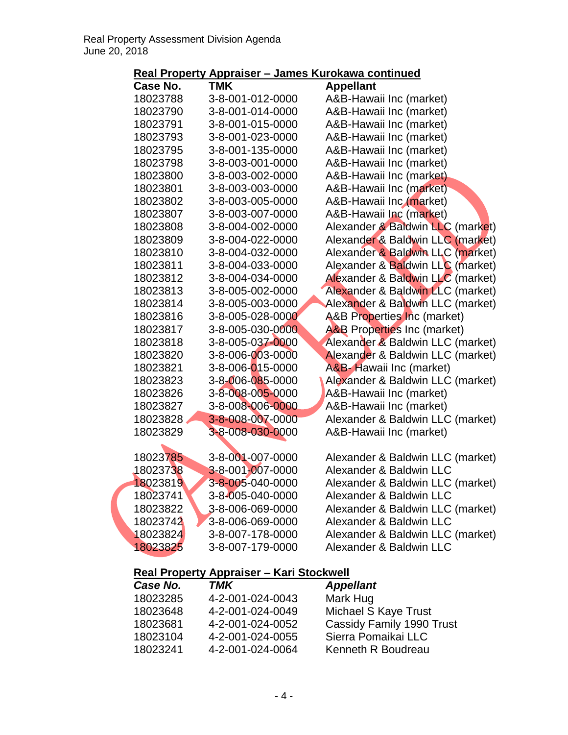## Real Property Appraiser – James Kurokawa continued

| Case No. | TMK | Appellant |
|---|---|---|
| 18023788 | 3-8-001-012-0000 | A&B-Hawaii Inc (market) |
| 18023790 | 3-8-001-014-0000 | A&B-Hawaii Inc (market) |
| 18023791 | 3-8-001-015-0000 | A&B-Hawaii Inc (market) |
| 18023793 | 3-8-001-023-0000 | A&B-Hawaii Inc (market) |
| 18023795 | 3-8-001-135-0000 | A&B-Hawaii Inc (market) |
| 18023798 | 3-8-003-001-0000 | A&B-Hawaii Inc (market) |
| 18023800 | 3-8-003-002-0000 | A&B-Hawaii Inc (market) |
| 18023801 | 3-8-003-003-0000 | A&B-Hawaii Inc (market) |
| 18023802 | 3-8-003-005-0000 | A&B-Hawaii Inc (market) |
| 18023807 | 3-8-003-007-0000 | A&B-Hawaii Inc (market) |
| 18023808 | 3-8-004-002-0000 | Alexander & Baldwin LLC (market) |
| 18023809 | 3-8-004-022-0000 | Alexander & Baldwin LLC (market) |
| 18023810 | 3-8-004-032-0000 | Alexander & Baldwin LLC (market) |
| 18023811 | 3-8-004-033-0000 | Alexander & Baldwin LLC (market) |
| 18023812 | 3-8-004-034-0000 | Alexander & Baldwin LLC (market) |
| 18023813 | 3-8-005-002-0000 | Alexander & Baldwin LLC (market) |
| 18023814 | 3-8-005-003-0000 | Alexander & Baldwin LLC (market) |
| 18023816 | 3-8-005-028-0000 | A&B Properties Inc (market) |
| 18023817 | 3-8-005-030-0000 | A&B Properties Inc (market) |
| 18023818 | 3-8-005-037-0000 | Alexander & Baldwin LLC (market) |
| 18023820 | 3-8-006-003-0000 | Alexander & Baldwin LLC (market) |
| 18023821 | 3-8-006-015-0000 | A&B- Hawaii Inc (market) |
| 18023823 | 3-8-006-085-0000 | Alexander & Baldwin LLC (market) |
| 18023826 | 3-8-008-005-0000 | A&B-Hawaii Inc (market) |
| 18023827 | 3-8-008-006-0000 | A&B-Hawaii Inc (market) |
| 18023828 | 3-8-008-007-0000 | Alexander & Baldwin LLC (market) |
| 18023829 | 3-8-008-030-0000 | A&B-Hawaii Inc (market) |
| | | |
| 18023785 | 3-8-001-007-0000 | Alexander & Baldwin LLC (market) |
| 18023738 | 3-8-001-007-0000 | Alexander & Baldwin LLC |
| 18023819 | 3-8-005-040-0000 | Alexander & Baldwin LLC (market) |
| 18023741 | 3-8-005-040-0000 | Alexander & Baldwin LLC |
| 18023822 | 3-8-006-069-0000 | Alexander & Baldwin LLC (market) |
| 18023742 | 3-8-006-069-0000 | Alexander & Baldwin LLC |
| 18023824 | 3-8-007-178-0000 | Alexander & Baldwin LLC (market) |
| 18023825 | 3-8-007-179-0000 | Alexander & Baldwin LLC |

CANCELED

## Real Property Appraiser – Kari Stockwell

| *Case No.* | *TMK* | *Appellant* |
|---|---|---|
| 18023285 | 4-2-001-024-0043 | Mark Hug |
| 18023648 | 4-2-001-024-0049 | Michael S Kaye Trust |
| 18023681 | 4-2-001-024-0052 | Cassidy Family 1990 Trust |
| 18023104 | 4-2-001-024-0055 | Sierra Pomaikai LLC |
| 18023241 | 4-2-001-024-0064 | Kenneth R Boudreau |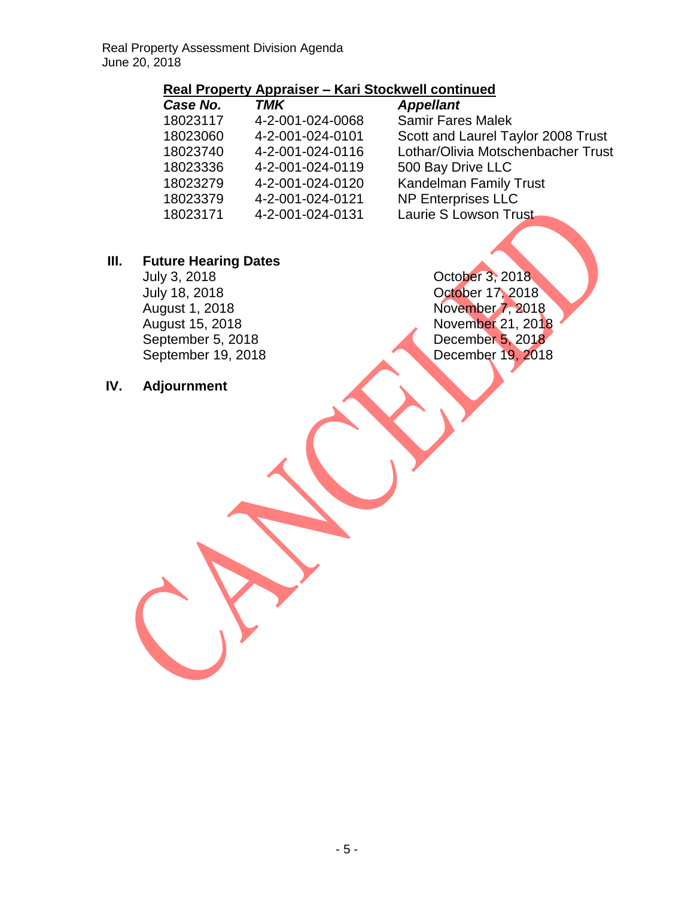Real Property Assessment Division Agenda
June 20, 2018

**Real Property Appraiser – Kari Stockwell continued**

| ***Case No.*** | ***TMK*** | ***Appellant*** |
|---|---|---|
| 18023117 | 4-2-001-024-0068 | Samir Fares Malek |
| 18023060 | 4-2-001-024-0101 | Scott and Laurel Taylor 2008 Trust |
| 18023740 | 4-2-001-024-0116 | Lothar/Olivia Motschenbacher Trust |
| 18023336 | 4-2-001-024-0119 | 500 Bay Drive LLC |
| 18023279 | 4-2-001-024-0120 | Kandelman Family Trust |
| 18023379 | 4-2-001-024-0121 | NP Enterprises LLC |
| 18023171 | 4-2-001-024-0131 | Laurie S Lowson Trust |

## III. Future Hearing Dates

July 3, 2018
July 18, 2018
August 1, 2018
August 15, 2018
September 5, 2018
September 19, 2018
October 3, 2018
October 17, 2018
November 7, 2018
November 21, 2018
December 5, 2018
December 19, 2018

## IV. Adjournment

CANCELED